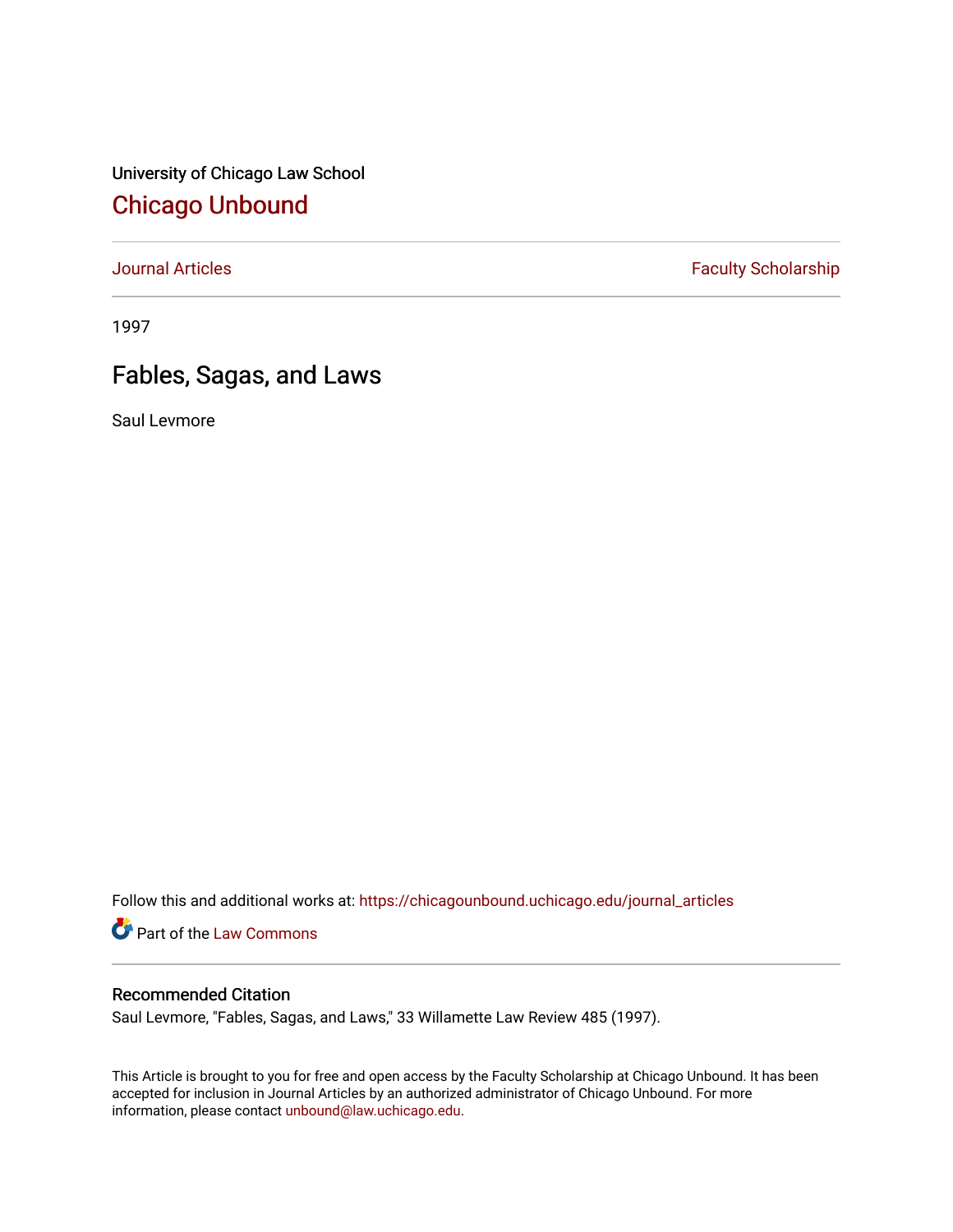University of Chicago Law School

# Chicago Unbound

Journal Articles | Faculty Scholarship

1997

## Fables, Sagas, and Laws

Saul Levmore

Follow this and additional works at: https://chicagounbound.uchicago.edu/journal_articles

Part of the Law Commons

### Recommended Citation

Saul Levmore, "Fables, Sagas, and Laws," 33 Willamette Law Review 485 (1997).

This Article is brought to you for free and open access by the Faculty Scholarship at Chicago Unbound. It has been accepted for inclusion in Journal Articles by an authorized administrator of Chicago Unbound. For more information, please contact unbound@law.uchicago.edu.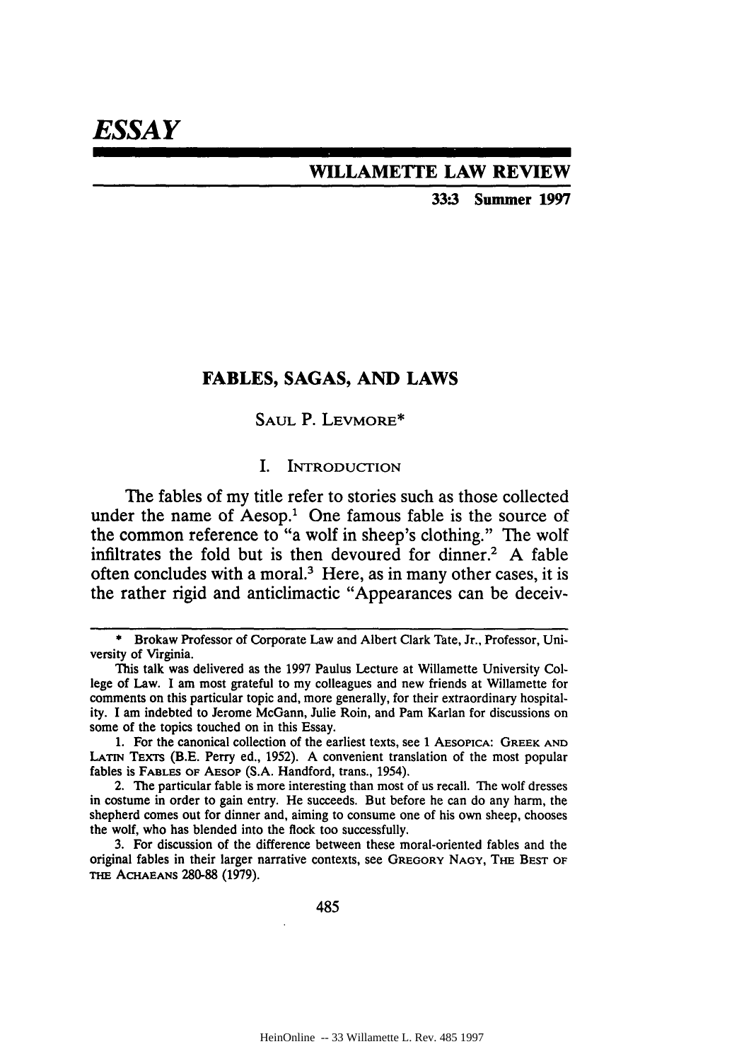# ESSAY

**WILLAMETTE LAW REVIEW**

**33:3 Summer 1997**

## FABLES, SAGAS, AND LAWS

SAUL P. LEVMORE*

### I. INTRODUCTION

The fables of my title refer to stories such as those collected under the name of Aesop.[1] One famous fable is the source of the common reference to "a wolf in sheep's clothing." The wolf infiltrates the fold but is then devoured for dinner.[2] A fable often concludes with a moral.[3] Here, as in many other cases, it is the rather rigid and anticlimactic "Appearances can be deceiv-

---

\* Brokaw Professor of Corporate Law and Albert Clark Tate, Jr., Professor, University of Virginia.

This talk was delivered as the 1997 Paulus Lecture at Willamette University College of Law. I am most grateful to my colleagues and new friends at Willamette for comments on this particular topic and, more generally, for their extraordinary hospitality. I am indebted to Jerome McGann, Julie Roin, and Pam Karlan for discussions on some of the topics touched on in this Essay.

1. For the canonical collection of the earliest texts, see 1 AESOPICA: GREEK AND LATIN TEXTS (B.E. Perry ed., 1952). A convenient translation of the most popular fables is FABLES OF AESOP (S.A. Handford, trans., 1954).

2. The particular fable is more interesting than most of us recall. The wolf dresses in costume in order to gain entry. He succeeds. But before he can do any harm, the shepherd comes out for dinner and, aiming to consume one of his own sheep, chooses the wolf, who has blended into the flock too successfully.

3. For discussion of the difference between these moral-oriented fables and the original fables in their larger narrative contexts, see GREGORY NAGY, THE BEST OF THE ACHAEANS 280-88 (1979).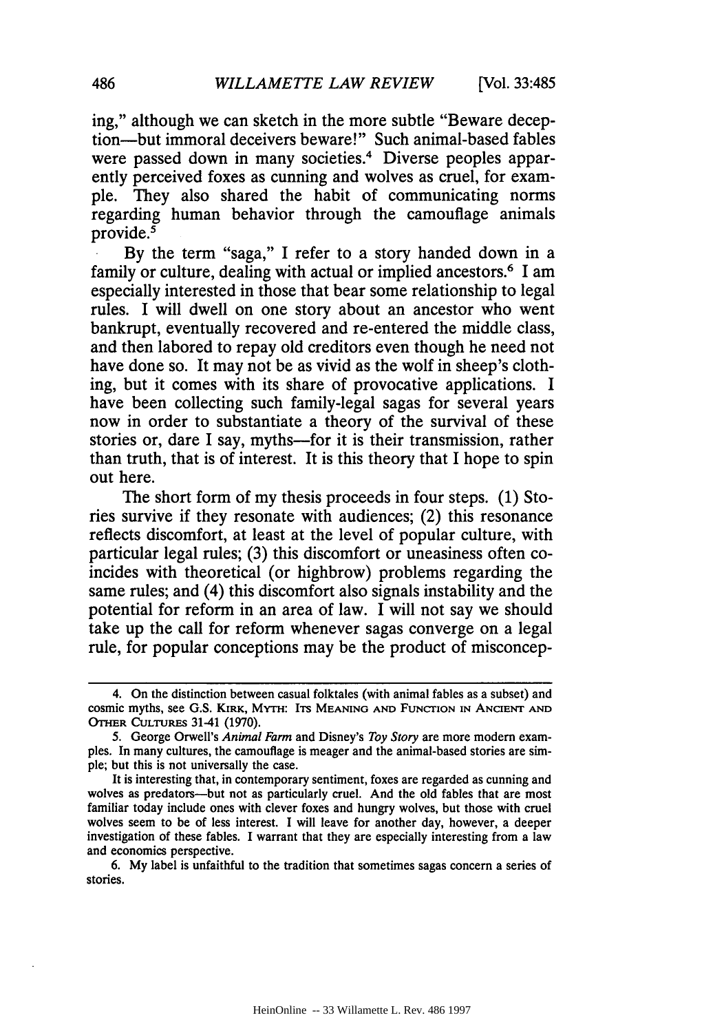ing," although we can sketch in the more subtle "Beware deception—but immoral deceivers beware!" Such animal-based fables were passed down in many societies.[4] Diverse peoples apparently perceived foxes as cunning and wolves as cruel, for example. They also shared the habit of communicating norms regarding human behavior through the camouflage animals provide.[5]

By the term "saga," I refer to a story handed down in a family or culture, dealing with actual or implied ancestors.[6] I am especially interested in those that bear some relationship to legal rules. I will dwell on one story about an ancestor who went bankrupt, eventually recovered and re-entered the middle class, and then labored to repay old creditors even though he need not have done so. It may not be as vivid as the wolf in sheep's clothing, but it comes with its share of provocative applications. I have been collecting such family-legal sagas for several years now in order to substantiate a theory of the survival of these stories or, dare I say, myths—for it is their transmission, rather than truth, that is of interest. It is this theory that I hope to spin out here.

The short form of my thesis proceeds in four steps. (1) Stories survive if they resonate with audiences; (2) this resonance reflects discomfort, at least at the level of popular culture, with particular legal rules; (3) this discomfort or uneasiness often coincides with theoretical (or highbrow) problems regarding the same rules; and (4) this discomfort also signals instability and the potential for reform in an area of law. I will not say we should take up the call for reform whenever sagas converge on a legal rule, for popular conceptions may be the product of misconcep-

---

4. On the distinction between casual folktales (with animal fables as a subset) and cosmic myths, see G.S. KIRK, MYTH: ITS MEANING AND FUNCTION IN ANCIENT AND OTHER CULTURES 31-41 (1970).

5. George Orwell's *Animal Farm* and Disney's *Toy Story* are more modern examples. In many cultures, the camouflage is meager and the animal-based stories are simple; but this is not universally the case.

It is interesting that, in contemporary sentiment, foxes are regarded as cunning and wolves as predators—but not as particularly cruel. And the old fables that are most familiar today include ones with clever foxes and hungry wolves, but those with cruel wolves seem to be of less interest. I will leave for another day, however, a deeper investigation of these fables. I warrant that they are especially interesting from a law and economics perspective.

6. My label is unfaithful to the tradition that sometimes sagas concern a series of stories.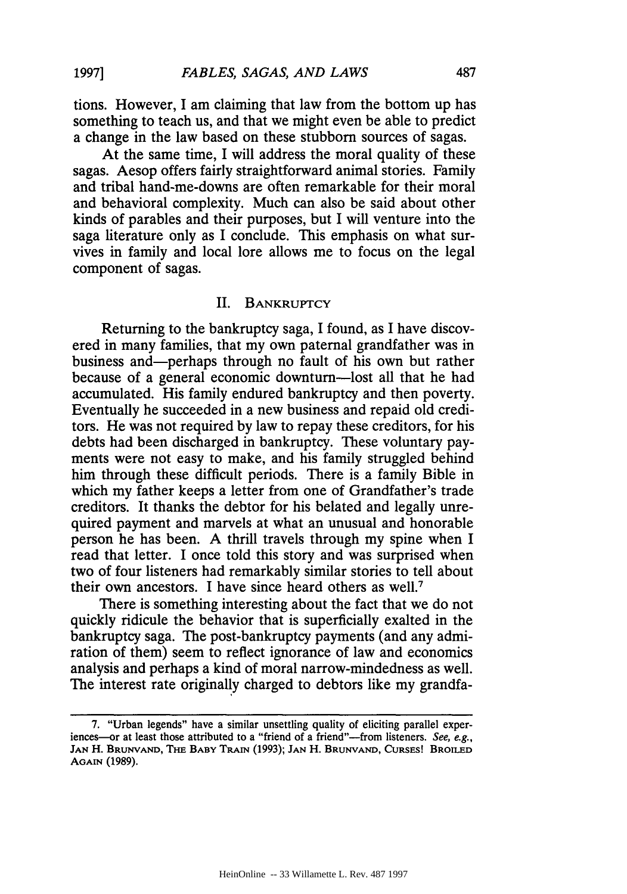tions. However, I am claiming that law from the bottom up has something to teach us, and that we might even be able to predict a change in the law based on these stubborn sources of sagas.

At the same time, I will address the moral quality of these sagas. Aesop offers fairly straightforward animal stories. Family and tribal hand-me-downs are often remarkable for their moral and behavioral complexity. Much can also be said about other kinds of parables and their purposes, but I will venture into the saga literature only as I conclude. This emphasis on what survives in family and local lore allows me to focus on the legal component of sagas.

## II. Bankruptcy

Returning to the bankruptcy saga, I found, as I have discovered in many families, that my own paternal grandfather was in business and—perhaps through no fault of his own but rather because of a general economic downturn—lost all that he had accumulated. His family endured bankruptcy and then poverty. Eventually he succeeded in a new business and repaid old creditors. He was not required by law to repay these creditors, for his debts had been discharged in bankruptcy. These voluntary payments were not easy to make, and his family struggled behind him through these difficult periods. There is a family Bible in which my father keeps a letter from one of Grandfather's trade creditors. It thanks the debtor for his belated and legally unrequired payment and marvels at what an unusual and honorable person he has been. A thrill travels through my spine when I read that letter. I once told this story and was surprised when two of four listeners had remarkably similar stories to tell about their own ancestors. I have since heard others as well.[7]

There is something interesting about the fact that we do not quickly ridicule the behavior that is superficially exalted in the bankruptcy saga. The post-bankruptcy payments (and any admiration of them) seem to reflect ignorance of law and economics analysis and perhaps a kind of moral narrow-mindedness as well. The interest rate originally charged to debtors like my grandfa-

---

7. "Urban legends" have a similar unsettling quality of eliciting parallel experiences—or at least those attributed to a "friend of a friend"—from listeners. *See, e.g.*, JAN H. BRUNVAND, THE BABY TRAIN (1993); JAN H. BRUNVAND, CURSES! BROILED AGAIN (1989).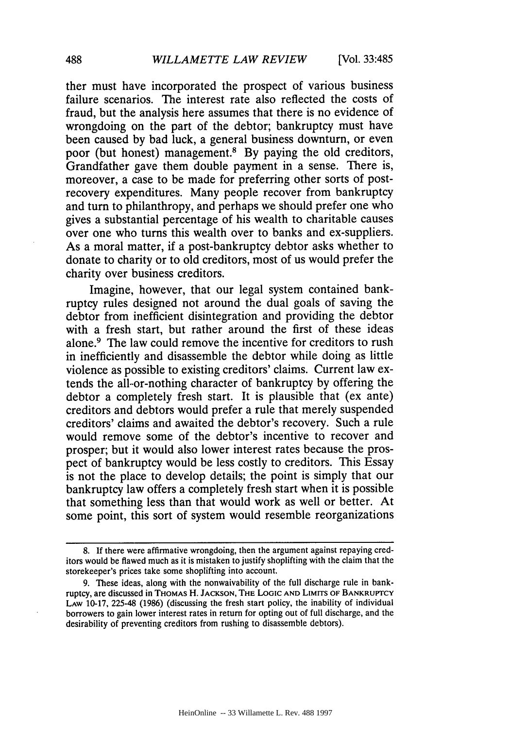ther must have incorporated the prospect of various business failure scenarios. The interest rate also reflected the costs of fraud, but the analysis here assumes that there is no evidence of wrongdoing on the part of the debtor; bankruptcy must have been caused by bad luck, a general business downturn, or even poor (but honest) management.[8] By paying the old creditors, Grandfather gave them double payment in a sense. There is, moreover, a case to be made for preferring other sorts of post-recovery expenditures. Many people recover from bankruptcy and turn to philanthropy, and perhaps we should prefer one who gives a substantial percentage of his wealth to charitable causes over one who turns this wealth over to banks and ex-suppliers. As a moral matter, if a post-bankruptcy debtor asks whether to donate to charity or to old creditors, most of us would prefer the charity over business creditors.

Imagine, however, that our legal system contained bankruptcy rules designed not around the dual goals of saving the debtor from inefficient disintegration and providing the debtor with a fresh start, but rather around the first of these ideas alone.[9] The law could remove the incentive for creditors to rush in inefficiently and disassemble the debtor while doing as little violence as possible to existing creditors' claims. Current law extends the all-or-nothing character of bankruptcy by offering the debtor a completely fresh start. It is plausible that (ex ante) creditors and debtors would prefer a rule that merely suspended creditors' claims and awaited the debtor's recovery. Such a rule would remove some of the debtor's incentive to recover and prosper; but it would also lower interest rates because the prospect of bankruptcy would be less costly to creditors. This Essay is not the place to develop details; the point is simply that our bankruptcy law offers a completely fresh start when it is possible that something less than that would work as well or better. At some point, this sort of system would resemble reorganizations

---

8. If there were affirmative wrongdoing, then the argument against repaying creditors would be flawed much as it is mistaken to justify shoplifting with the claim that the storekeeper's prices take some shoplifting into account.

9. These ideas, along with the nonwaivability of the full discharge rule in bankruptcy, are discussed in THOMAS H. JACKSON, THE LOGIC AND LIMITS OF BANKRUPTCY LAW 10-17, 225-48 (1986) (discussing the fresh start policy, the inability of individual borrowers to gain lower interest rates in return for opting out of full discharge, and the desirability of preventing creditors from rushing to disassemble debtors).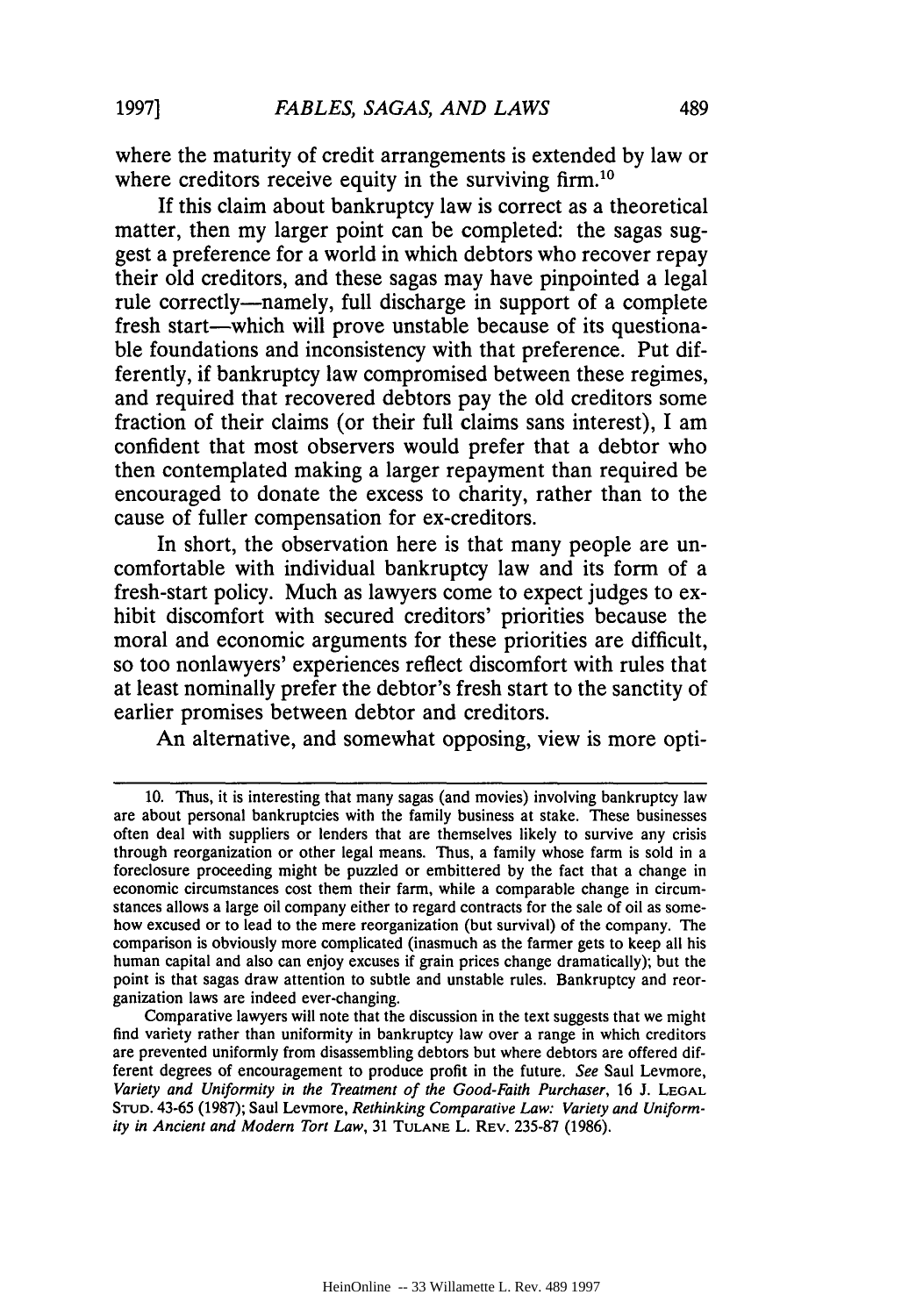where the maturity of credit arrangements is extended by law or where creditors receive equity in the surviving firm.[10]

If this claim about bankruptcy law is correct as a theoretical matter, then my larger point can be completed: the sagas suggest a preference for a world in which debtors who recover repay their old creditors, and these sagas may have pinpointed a legal rule correctly—namely, full discharge in support of a complete fresh start—which will prove unstable because of its questionable foundations and inconsistency with that preference. Put differently, if bankruptcy law compromised between these regimes, and required that recovered debtors pay the old creditors some fraction of their claims (or their full claims sans interest), I am confident that most observers would prefer that a debtor who then contemplated making a larger repayment than required be encouraged to donate the excess to charity, rather than to the cause of fuller compensation for ex-creditors.

In short, the observation here is that many people are uncomfortable with individual bankruptcy law and its form of a fresh-start policy. Much as lawyers come to expect judges to exhibit discomfort with secured creditors' priorities because the moral and economic arguments for these priorities are difficult, so too nonlawyers' experiences reflect discomfort with rules that at least nominally prefer the debtor's fresh start to the sanctity of earlier promises between debtor and creditors.

An alternative, and somewhat opposing, view is more opti-

---

10. Thus, it is interesting that many sagas (and movies) involving bankruptcy law are about personal bankruptcies with the family business at stake. These businesses often deal with suppliers or lenders that are themselves likely to survive any crisis through reorganization or other legal means. Thus, a family whose farm is sold in a foreclosure proceeding might be puzzled or embittered by the fact that a change in economic circumstances cost them their farm, while a comparable change in circumstances allows a large oil company either to regard contracts for the sale of oil as somehow excused or to lead to the mere reorganization (but survival) of the company. The comparison is obviously more complicated (inasmuch as the farmer gets to keep all his human capital and also can enjoy excuses if grain prices change dramatically); but the point is that sagas draw attention to subtle and unstable rules. Bankruptcy and reorganization laws are indeed ever-changing.

Comparative lawyers will note that the discussion in the text suggests that we might find variety rather than uniformity in bankruptcy law over a range in which creditors are prevented uniformly from disassembling debtors but where debtors are offered different degrees of encouragement to produce profit in the future. *See* Saul Levmore, *Variety and Uniformity in the Treatment of the Good-Faith Purchaser*, 16 J. LEGAL STUD. 43-65 (1987); Saul Levmore, *Rethinking Comparative Law: Variety and Uniformity in Ancient and Modern Tort Law*, 31 TULANE L. REV. 235-87 (1986).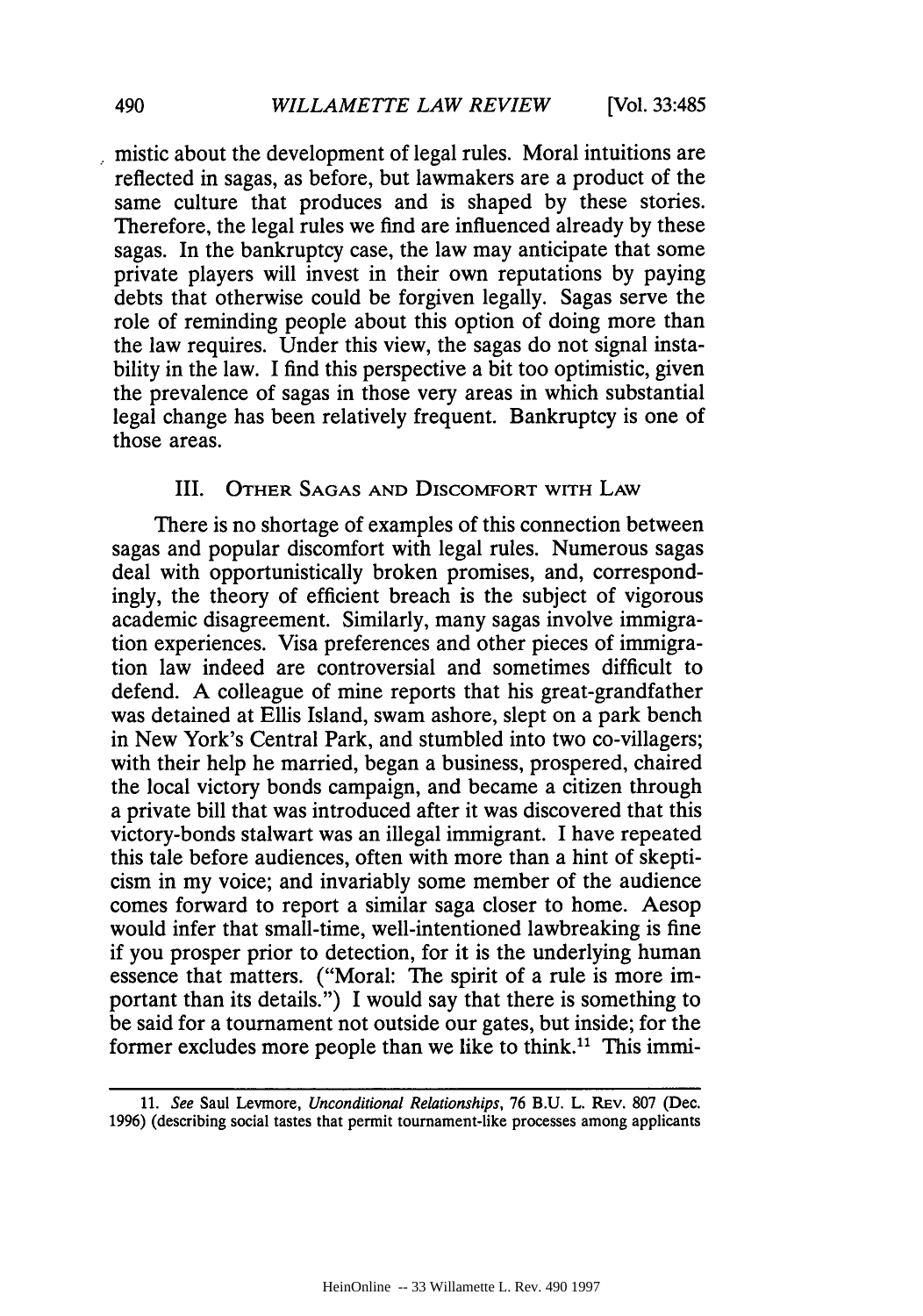mistic about the development of legal rules. Moral intuitions are reflected in sagas, as before, but lawmakers are a product of the same culture that produces and is shaped by these stories. Therefore, the legal rules we find are influenced already by these sagas. In the bankruptcy case, the law may anticipate that some private players will invest in their own reputations by paying debts that otherwise could be forgiven legally. Sagas serve the role of reminding people about this option of doing more than the law requires. Under this view, the sagas do not signal instability in the law. I find this perspective a bit too optimistic, given the prevalence of sagas in those very areas in which substantial legal change has been relatively frequent. Bankruptcy is one of those areas.

## III. Other Sagas and Discomfort with Law

There is no shortage of examples of this connection between sagas and popular discomfort with legal rules. Numerous sagas deal with opportunistically broken promises, and, correspondingly, the theory of efficient breach is the subject of vigorous academic disagreement. Similarly, many sagas involve immigration experiences. Visa preferences and other pieces of immigration law indeed are controversial and sometimes difficult to defend. A colleague of mine reports that his great-grandfather was detained at Ellis Island, swam ashore, slept on a park bench in New York's Central Park, and stumbled into two co-villagers; with their help he married, began a business, prospered, chaired the local victory bonds campaign, and became a citizen through a private bill that was introduced after it was discovered that this victory-bonds stalwart was an illegal immigrant. I have repeated this tale before audiences, often with more than a hint of skepticism in my voice; and invariably some member of the audience comes forward to report a similar saga closer to home. Aesop would infer that small-time, well-intentioned lawbreaking is fine if you prosper prior to detection, for it is the underlying human essence that matters. ("Moral: The spirit of a rule is more important than its details.") I would say that there is something to be said for a tournament not outside our gates, but inside; for the former excludes more people than we like to think.[11] This immi-

---

11. *See* Saul Levmore, *Unconditional Relationships*, 76 B.U. L. Rev. 807 (Dec. 1996) (describing social tastes that permit tournament-like processes among applicants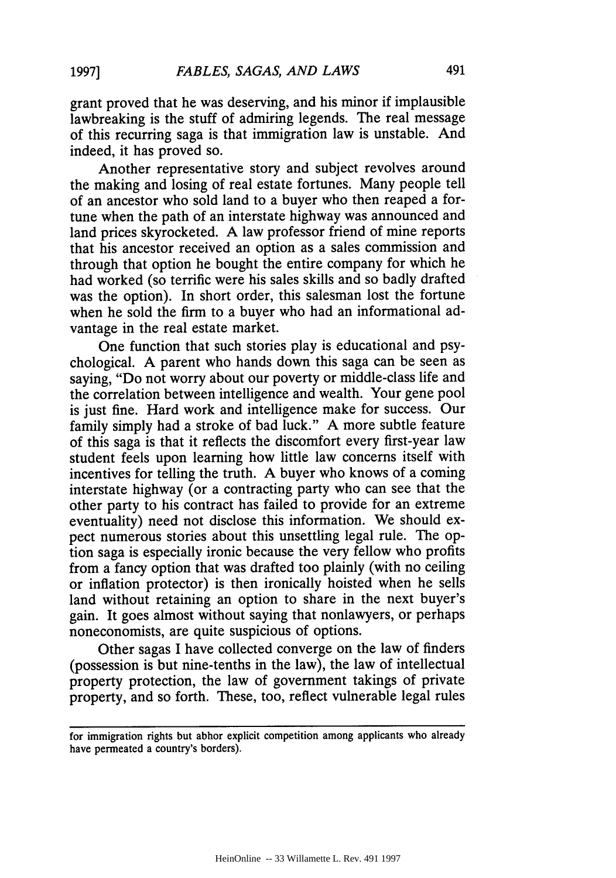grant proved that he was deserving, and his minor if implausible lawbreaking is the stuff of admiring legends. The real message of this recurring saga is that immigration law is unstable. And indeed, it has proved so.

Another representative story and subject revolves around the making and losing of real estate fortunes. Many people tell of an ancestor who sold land to a buyer who then reaped a fortune when the path of an interstate highway was announced and land prices skyrocketed. A law professor friend of mine reports that his ancestor received an option as a sales commission and through that option he bought the entire company for which he had worked (so terrific were his sales skills and so badly drafted was the option). In short order, this salesman lost the fortune when he sold the firm to a buyer who had an informational advantage in the real estate market.

One function that such stories play is educational and psychological. A parent who hands down this saga can be seen as saying, "Do not worry about our poverty or middle-class life and the correlation between intelligence and wealth. Your gene pool is just fine. Hard work and intelligence make for success. Our family simply had a stroke of bad luck." A more subtle feature of this saga is that it reflects the discomfort every first-year law student feels upon learning how little law concerns itself with incentives for telling the truth. A buyer who knows of a coming interstate highway (or a contracting party who can see that the other party to his contract has failed to provide for an extreme eventuality) need not disclose this information. We should expect numerous stories about this unsettling legal rule. The option saga is especially ironic because the very fellow who profits from a fancy option that was drafted too plainly (with no ceiling or inflation protector) is then ironically hoisted when he sells land without retaining an option to share in the next buyer's gain. It goes almost without saying that nonlawyers, or perhaps noneconomists, are quite suspicious of options.

Other sagas I have collected converge on the law of finders (possession is but nine-tenths in the law), the law of intellectual property protection, the law of government takings of private property, and so forth. These, too, reflect vulnerable legal rules

---

for immigration rights but abhor explicit competition among applicants who already have permeated a country's borders).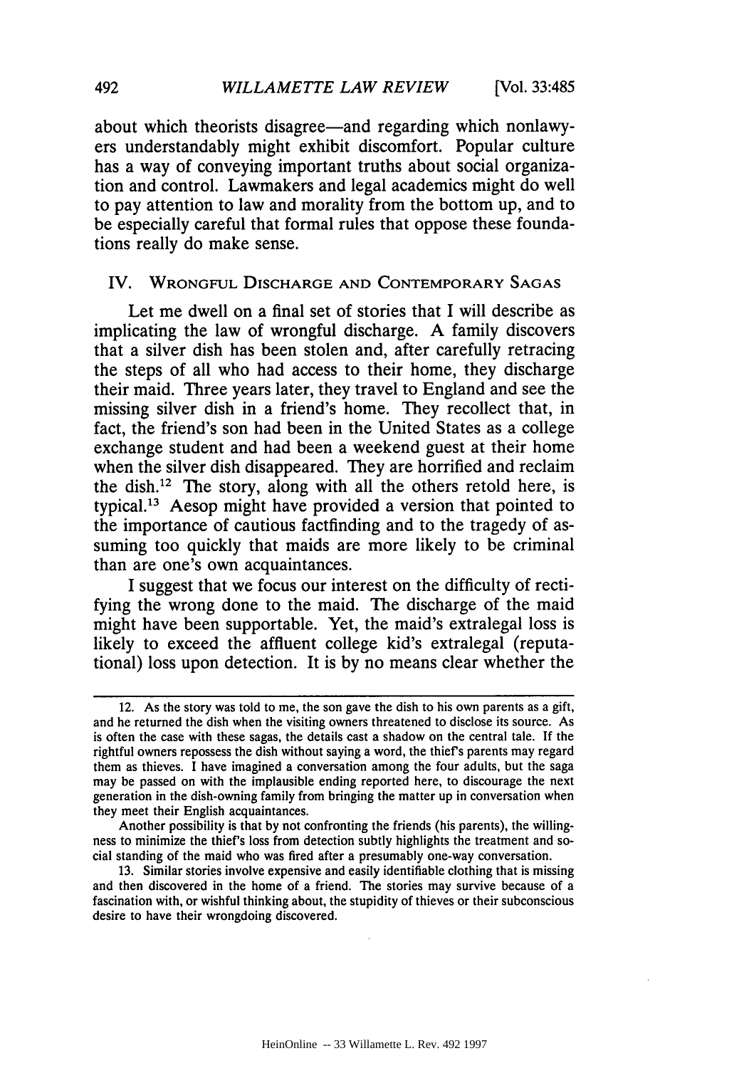about which theorists disagree—and regarding which nonlawyers understandably might exhibit discomfort. Popular culture has a way of conveying important truths about social organization and control. Lawmakers and legal academics might do well to pay attention to law and morality from the bottom up, and to be especially careful that formal rules that oppose these foundations really do make sense.

## IV. Wrongful Discharge and Contemporary Sagas

Let me dwell on a final set of stories that I will describe as implicating the law of wrongful discharge. A family discovers that a silver dish has been stolen and, after carefully retracing the steps of all who had access to their home, they discharge their maid. Three years later, they travel to England and see the missing silver dish in a friend's home. They recollect that, in fact, the friend's son had been in the United States as a college exchange student and had been a weekend guest at their home when the silver dish disappeared. They are horrified and reclaim the dish.[12] The story, along with all the others retold here, is typical.[13] Aesop might have provided a version that pointed to the importance of cautious factfinding and to the tragedy of assuming too quickly that maids are more likely to be criminal than are one's own acquaintances.

I suggest that we focus our interest on the difficulty of rectifying the wrong done to the maid. The discharge of the maid might have been supportable. Yet, the maid's extralegal loss is likely to exceed the affluent college kid's extralegal (reputational) loss upon detection. It is by no means clear whether the

---

12. As the story was told to me, the son gave the dish to his own parents as a gift, and he returned the dish when the visiting owners threatened to disclose its source. As is often the case with these sagas, the details cast a shadow on the central tale. If the rightful owners repossess the dish without saying a word, the thief's parents may regard them as thieves. I have imagined a conversation among the four adults, but the saga may be passed on with the implausible ending reported here, to discourage the next generation in the dish-owning family from bringing the matter up in conversation when they meet their English acquaintances.

Another possibility is that by not confronting the friends (his parents), the willingness to minimize the thief's loss from detection subtly highlights the treatment and social standing of the maid who was fired after a presumably one-way conversation.

13. Similar stories involve expensive and easily identifiable clothing that is missing and then discovered in the home of a friend. The stories may survive because of a fascination with, or wishful thinking about, the stupidity of thieves or their subconscious desire to have their wrongdoing discovered.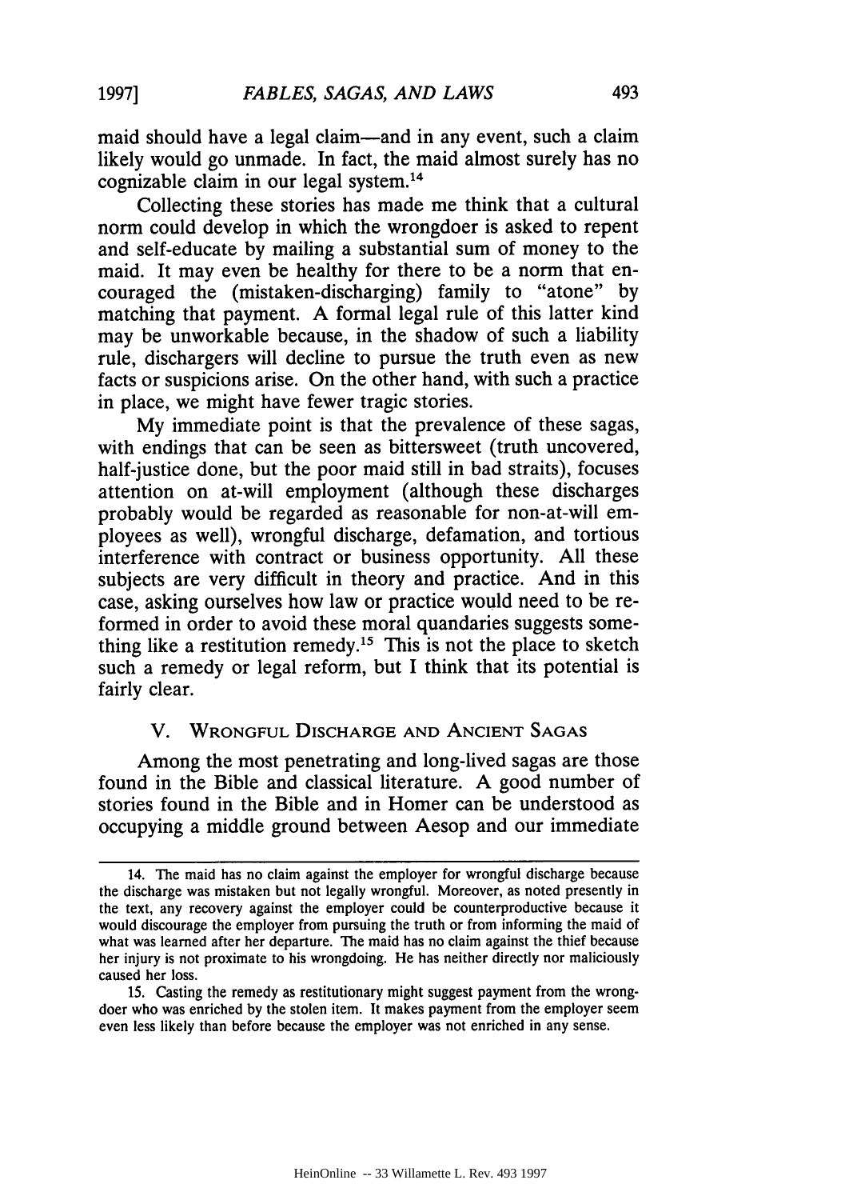maid should have a legal claim—and in any event, such a claim likely would go unmade. In fact, the maid almost surely has no cognizable claim in our legal system.[14]

Collecting these stories has made me think that a cultural norm could develop in which the wrongdoer is asked to repent and self-educate by mailing a substantial sum of money to the maid. It may even be healthy for there to be a norm that encouraged the (mistaken-discharging) family to "atone" by matching that payment. A formal legal rule of this latter kind may be unworkable because, in the shadow of such a liability rule, dischargers will decline to pursue the truth even as new facts or suspicions arise. On the other hand, with such a practice in place, we might have fewer tragic stories.

My immediate point is that the prevalence of these sagas, with endings that can be seen as bittersweet (truth uncovered, half-justice done, but the poor maid still in bad straits), focuses attention on at-will employment (although these discharges probably would be regarded as reasonable for non-at-will employees as well), wrongful discharge, defamation, and tortious interference with contract or business opportunity. All these subjects are very difficult in theory and practice. And in this case, asking ourselves how law or practice would need to be reformed in order to avoid these moral quandaries suggests something like a restitution remedy.[15] This is not the place to sketch such a remedy or legal reform, but I think that its potential is fairly clear.

## V. WRONGFUL DISCHARGE AND ANCIENT SAGAS

Among the most penetrating and long-lived sagas are those found in the Bible and classical literature. A good number of stories found in the Bible and in Homer can be understood as occupying a middle ground between Aesop and our immediate

---

14. The maid has no claim against the employer for wrongful discharge because the discharge was mistaken but not legally wrongful. Moreover, as noted presently in the text, any recovery against the employer could be counterproductive because it would discourage the employer from pursuing the truth or from informing the maid of what was learned after her departure. The maid has no claim against the thief because her injury is not proximate to his wrongdoing. He has neither directly nor maliciously caused her loss.

15. Casting the remedy as restitutionary might suggest payment from the wrongdoer who was enriched by the stolen item. It makes payment from the employer seem even less likely than before because the employer was not enriched in any sense.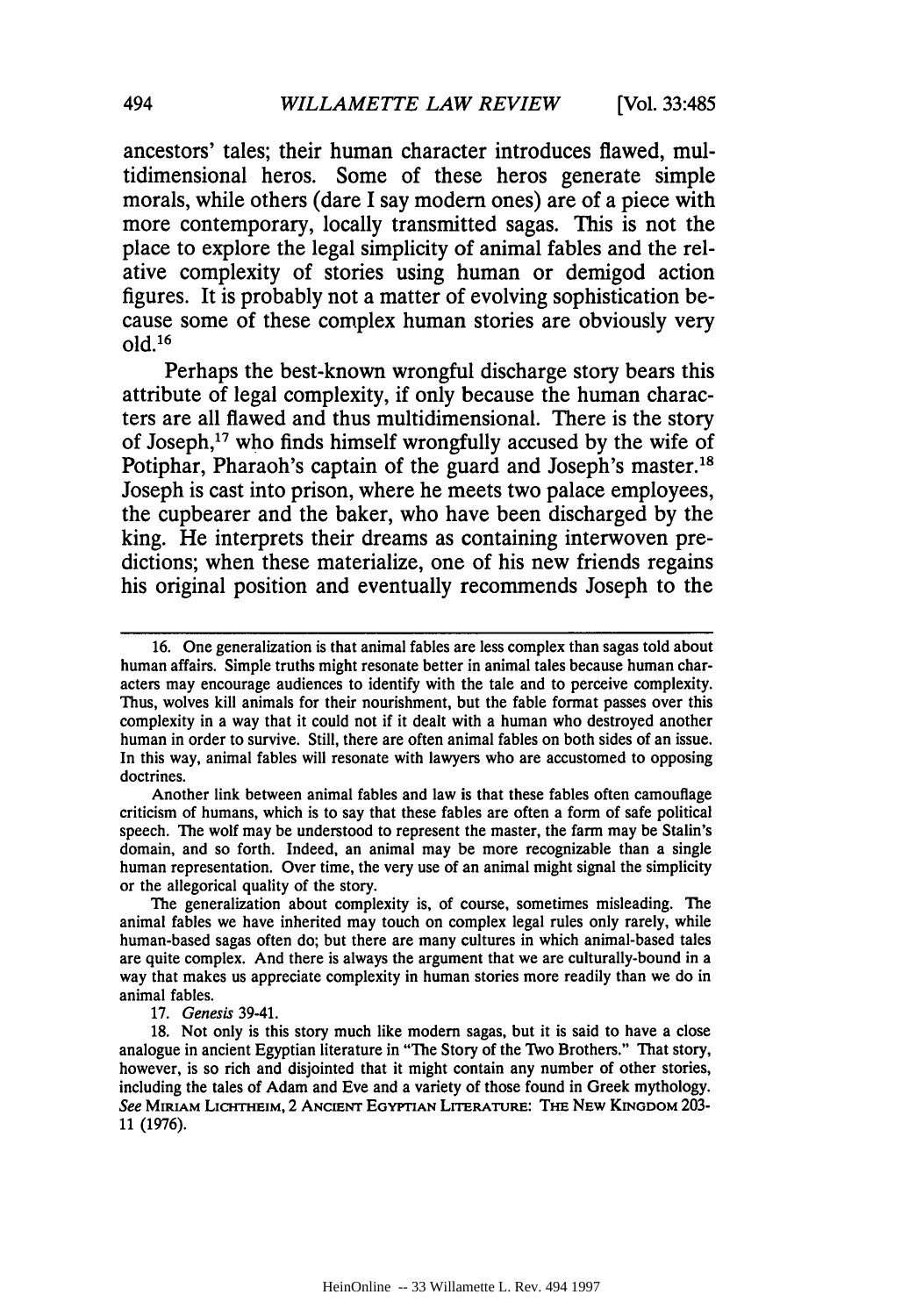ancestors' tales; their human character introduces flawed, multidimensional heros. Some of these heros generate simple morals, while others (dare I say modern ones) are of a piece with more contemporary, locally transmitted sagas. This is not the place to explore the legal simplicity of animal fables and the relative complexity of stories using human or demigod action figures. It is probably not a matter of evolving sophistication because some of these complex human stories are obviously very old.[16]

Perhaps the best-known wrongful discharge story bears this attribute of legal complexity, if only because the human characters are all flawed and thus multidimensional. There is the story of Joseph,[17] who finds himself wrongfully accused by the wife of Potiphar, Pharaoh's captain of the guard and Joseph's master.[18] Joseph is cast into prison, where he meets two palace employees, the cupbearer and the baker, who have been discharged by the king. He interprets their dreams as containing interwoven predictions; when these materialize, one of his new friends regains his original position and eventually recommends Joseph to the

---

16. One generalization is that animal fables are less complex than sagas told about human affairs. Simple truths might resonate better in animal tales because human characters may encourage audiences to identify with the tale and to perceive complexity. Thus, wolves kill animals for their nourishment, but the fable format passes over this complexity in a way that it could not if it dealt with a human who destroyed another human in order to survive. Still, there are often animal fables on both sides of an issue. In this way, animal fables will resonate with lawyers who are accustomed to opposing doctrines.

Another link between animal fables and law is that these fables often camouflage criticism of humans, which is to say that these fables are often a form of safe political speech. The wolf may be understood to represent the master, the farm may be Stalin's domain, and so forth. Indeed, an animal may be more recognizable than a single human representation. Over time, the very use of an animal might signal the simplicity or the allegorical quality of the story.

The generalization about complexity is, of course, sometimes misleading. The animal fables we have inherited may touch on complex legal rules only rarely, while human-based sagas often do; but there are many cultures in which animal-based tales are quite complex. And there is always the argument that we are culturally-bound in a way that makes us appreciate complexity in human stories more readily than we do in animal fables.

17. *Genesis* 39-41.

18. Not only is this story much like modern sagas, but it is said to have a close analogue in ancient Egyptian literature in "The Story of the Two Brothers." That story, however, is so rich and disjointed that it might contain any number of other stories, including the tales of Adam and Eve and a variety of those found in Greek mythology. *See* MIRIAM LICHTHEIM, 2 ANCIENT EGYPTIAN LITERATURE: THE NEW KINGDOM 203-11 (1976).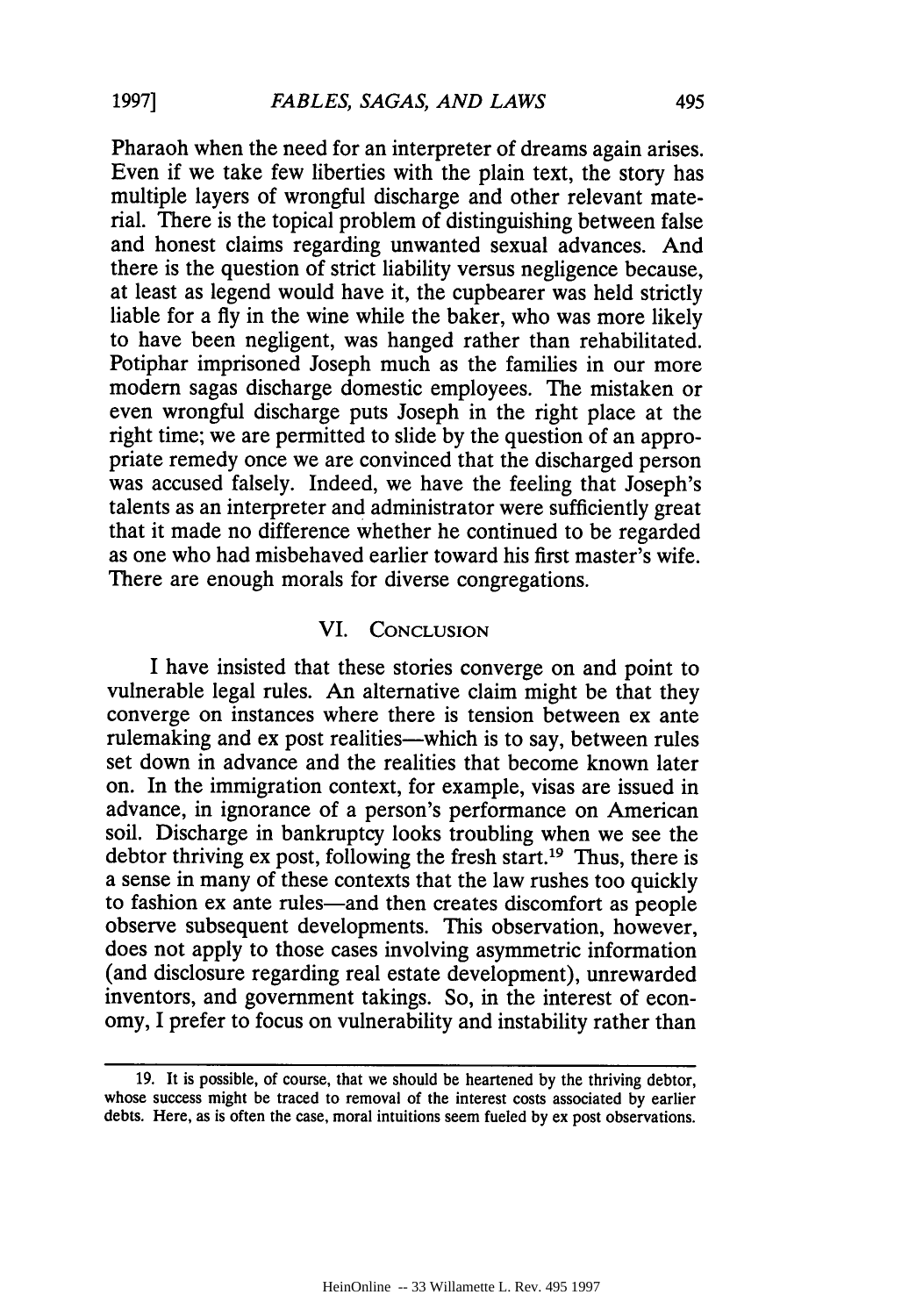Pharaoh when the need for an interpreter of dreams again arises. Even if we take few liberties with the plain text, the story has multiple layers of wrongful discharge and other relevant material. There is the topical problem of distinguishing between false and honest claims regarding unwanted sexual advances. And there is the question of strict liability versus negligence because, at least as legend would have it, the cupbearer was held strictly liable for a fly in the wine while the baker, who was more likely to have been negligent, was hanged rather than rehabilitated. Potiphar imprisoned Joseph much as the families in our more modern sagas discharge domestic employees. The mistaken or even wrongful discharge puts Joseph in the right place at the right time; we are permitted to slide by the question of an appropriate remedy once we are convinced that the discharged person was accused falsely. Indeed, we have the feeling that Joseph's talents as an interpreter and administrator were sufficiently great that it made no difference whether he continued to be regarded as one who had misbehaved earlier toward his first master's wife. There are enough morals for diverse congregations.

## VI. Conclusion

I have insisted that these stories converge on and point to vulnerable legal rules. An alternative claim might be that they converge on instances where there is tension between ex ante rulemaking and ex post realities—which is to say, between rules set down in advance and the realities that become known later on. In the immigration context, for example, visas are issued in advance, in ignorance of a person's performance on American soil. Discharge in bankruptcy looks troubling when we see the debtor thriving ex post, following the fresh start.[19] Thus, there is a sense in many of these contexts that the law rushes too quickly to fashion ex ante rules—and then creates discomfort as people observe subsequent developments. This observation, however, does not apply to those cases involving asymmetric information (and disclosure regarding real estate development), unrewarded inventors, and government takings. So, in the interest of economy, I prefer to focus on vulnerability and instability rather than

---

19. It is possible, of course, that we should be heartened by the thriving debtor, whose success might be traced to removal of the interest costs associated by earlier debts. Here, as is often the case, moral intuitions seem fueled by ex post observations.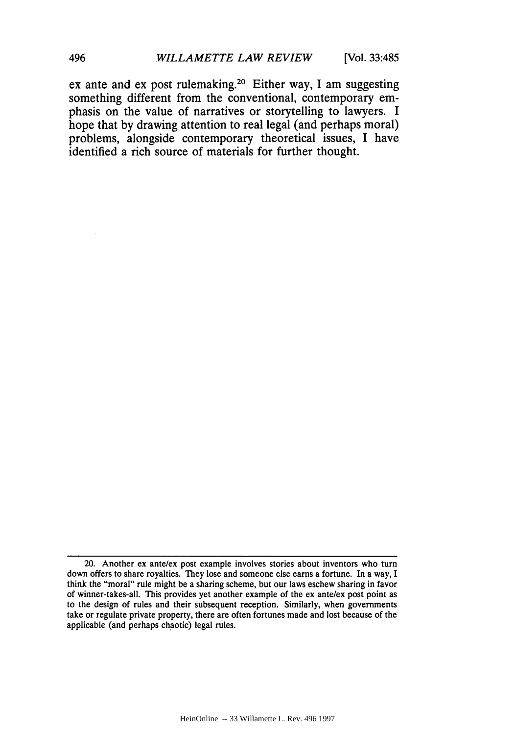ex ante and ex post rulemaking.[20] Either way, I am suggesting something different from the conventional, contemporary emphasis on the value of narratives or storytelling to lawyers. I hope that by drawing attention to real legal (and perhaps moral) problems, alongside contemporary theoretical issues, I have identified a rich source of materials for further thought.

---

20. Another ex ante/ex post example involves stories about inventors who turn down offers to share royalties. They lose and someone else earns a fortune. In a way, I think the "moral" rule might be a sharing scheme, but our laws eschew sharing in favor of winner-takes-all. This provides yet another example of the ex ante/ex post point as to the design of rules and their subsequent reception. Similarly, when governments take or regulate private property, there are often fortunes made and lost because of the applicable (and perhaps chaotic) legal rules.